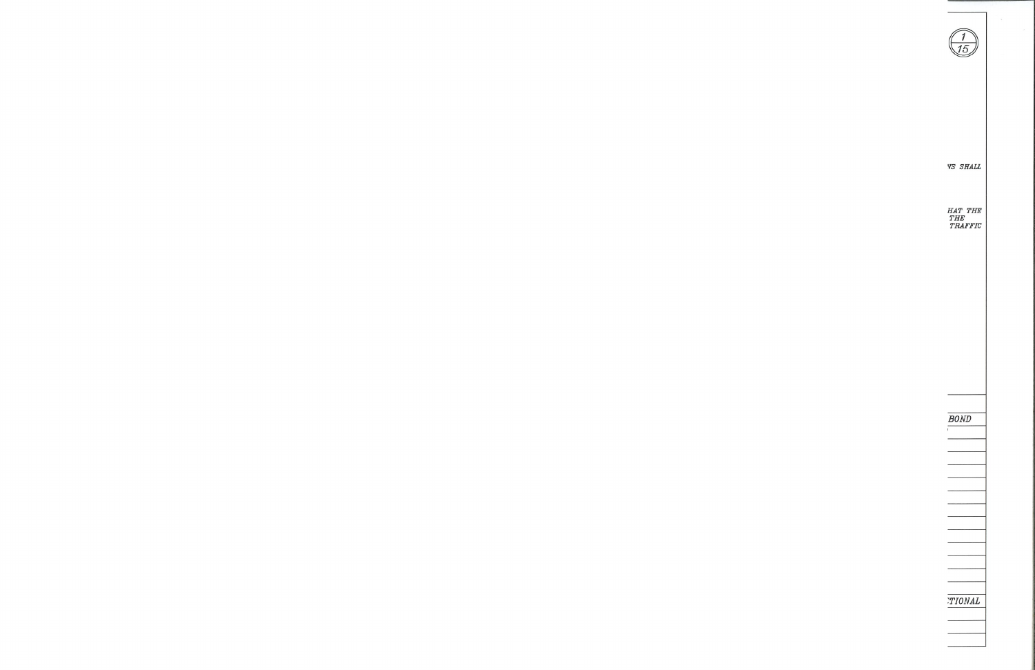NS SHALL

HAT THE
THE
TRAFFIC

BOND

TIONAL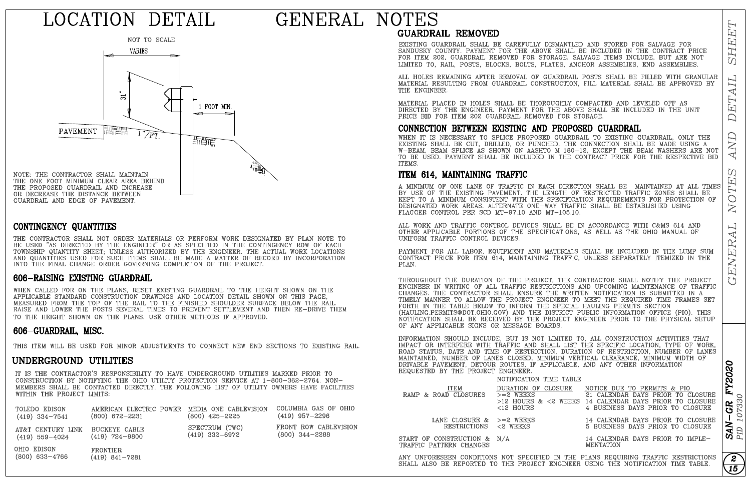# LOCATION DETAIL

NOT TO SCALE

VARIES

31"

1 FOOT MIN.

PAVEMENT

1"/FT.

NOTE: THE CONTRACTOR SHALL MAINTAIN THE ONE FOOT MINIMUM CLEAR AREA BEHIND THE PROPOSED GUARDRAIL AND INCREASE OR DECREASE THE DISTANCE BETWEEN GUARDRAIL AND EDGE OF PAVEMENT.

## CONTINGENCY QUANTITIES

THE CONTRACTOR SHALL NOT ORDER MATERIALS OR PERFORM WORK DESIGNATED BY PLAN NOTE TO BE USED "AS DIRECTED BY THE ENGINEER" OR AS SPECIFIED IN THE CONTINGENCY ROW OF EACH TOWNSHIP QUANTITY SHEET; UNLESS AUTHORIZED BY THE ENGINEER. THE ACTUAL WORK LOCATIONS AND QUANTITIES USED FOR SUCH ITEMS SHALL BE MADE A MATTER OF RECORD BY INCORPORATION INTO THE FINAL CHANGE ORDER GOVERNING COMPLETION OF THE PROJECT.

## 606-RAISING EXISTING GUARDRAIL

WHEN CALLED FOR ON THE PLANS, RESET EXISTING GUARDRAIL TO THE HEIGHT SHOWN ON THE APPLICABLE STANDARD CONSTRUCTION DRAWINGS AND LOCATION DETAIL SHOWN ON THIS PAGE, MEASURED FROM THE TOP OF THE RAIL TO THE FINISHED SHOULDER SURFACE BELOW THE RAIL. RAISE AND LOWER THE POSTS SEVERAL TIMES TO PREVENT SETTLEMENT AND THEN RE-DRIVE THEM TO THE HEIGHT SHOWN ON THE PLANS. USE OTHER METHODS IF APPROVED.

## 606-GUARDRAIL, MISC.

THIS ITEM WILL BE USED FOR MINOR ADJUSTMENTS TO CONNECT NEW END SECTIONS TO EXISTING RAIL.

## UNDERGROUND UTILITIES

IT IS THE CONTRACTOR'S RESPONSIBILITY TO HAVE UNDERGROUND UTILITIES MARKED PRIOR TO CONSTRUCTION BY NOTIFYING THE OHIO UTILITY PROTECTION SERVICE AT 1-800-362-2764. NON-MEMBERS SHALL BE CONTACTED DIRECTLY. THE FOLLOWING LIST OF UTILITY OWNERS HAVE FACILITIES WITHIN THE PROJECT LIMITS:

| | | | |
|---|---|---|---|
| TOLEDO EDISON (419) 334-7541 | AMERICAN ELECTRIC POWER (800) 672-2231 | MEDIA ONE CABLEVISION (800) 425-2225 | COLUMBIA GAS OF OHIO (419) 957-2296 |
| AT&T CENTURY LINK (419) 559-4024 | BUCKEYE CABLE (419) 724-9800 | SPECTRUM (TWC) (419) 332-6972 | FRONT ROW CABLEVISION (800) 344-2288 |
| OHIO EDISON (800) 633-4766 | FRONTIER (419) 841-7281 | | |

# GENERAL NOTES

## GUARDRAIL REMOVED

EXISTING GUARDRAIL SHALL BE CAREFULLY DISMANTLED AND STORED FOR SALVAGE FOR SANDUSKY COUNTY. PAYMENT FOR THE ABOVE SHALL BE INCLUDED IN THE CONTRACT PRICE FOR ITEM 202, GUARDRAIL REMOVED FOR STORAGE. SALVAGE ITEMS INCLUDE, BUT ARE NOT LIMITED TO, RAIL, POSTS, BLOCKS, BOLTS, PLATES, ANCHOR ASSEMBLIES, END ASSEMBLIES.

ALL HOLES REMAINING AFTER REMOVAL OF GUARDRAIL POSTS SHALL BE FILLED WITH GRANULAR MATERIAL RESULTING FROM GUARDRAIL CONSTRUCTION, FILL MATERIAL SHALL BE APPROVED BY THE ENGINEER.

MATERIAL PLACED IN HOLES SHALL BE THOROUGHLY COMPACTED AND LEVELED OFF AS DIRECTED BY THE ENGINEER. PAYMENT FOR THE ABOVE SHALL BE INCLUDED IN THE UNIT PRICE BID FOR ITEM 202 GUARDRAIL REMOVED FOR STORAGE.

## CONNECTION BETWEEN EXISTING AND PROPOSED GUARDRAIL

WHEN IT IS NECESSARY TO SPLICE PROPOSED GUARDRAIL TO EXISTING GUARDRAIL, ONLY THE EXISTING SHALL BE CUT, DRILLED, OR PUNCHED. THE CONNECTION SHALL BE MADE USING A W-BEAM, BEAM SPLICE AS SHOWN ON AASHTO M 180-12, EXCEPT THE BEAM WASHERS ARE NOT TO BE USED. PAYMENT SHALL BE INCLUDED IN THE CONTRACT PRICE FOR THE RESPECTIVE BID ITEMS.

## ITEM 614, MAINTAINING TRAFFIC

A MINIMUM OF ONE LANE OF TRAFFIC IN EACH DIRECTION SHALL BE MAINTAINED AT ALL TIMES BY USE OF THE EXISTING PAVEMENT. THE LENGTH OF RESTRICTED TRAFFIC ZONES SHALL BE KEPT TO A MINIMUM CONSISTENT WITH THE SPECIFICATION REQUIREMENTS FOR PROTECTION OF DESIGNATED WORK AREAS. ALTERNATE ONE-WAY TRAFFIC SHALL BE ESTABLISHED USING FLAGGER CONTROL PER SCD MT-97.10 AND MT-105.10.

ALL WORK AND TRAFFIC CONTROL DEVICES SHALL BE IN ACCORDANCE WITH C&MS 614 AND OTHER APPLICABLE PORTIONS OF THE SPECIFICATIONS, AS WELL AS THE OHIO MANUAL OF UNIFORM TRAFFIC CONTROL DEVICES.

PAYMENT FOR ALL LABOR, EQUIPMENT AND MATERIALS SHALL BE INCLUDED IN THE LUMP SUM CONTRACT PRICE FOR ITEM 614, MAINTAINING TRAFFIC, UNLESS SEPARATELY ITEMIZED IN THE PLAN.

THROUGHOUT THE DURATION OF THE PROJECT, THE CONTRACTOR SHALL NOTIFY THE PROJECT ENGINEER IN WRITING OF ALL TRAFFIC RESTRICTIONS AND UPCOMING MAINTENANCE OF TRAFFIC CHANGES. THE CONTRACTOR SHALL ENSURE THE WRITTEN NOTIFICATION IS SUBMITTED IN A TIMELY MANNER TO ALLOW THE PROJECT ENGINEER TO MEET THE REQUIRED TIME FRAMES SET FORTH IN THE TABLE BELOW TO INFORM THE SPECIAL HAULING PERMITS SECTION (HAULING.PERMITS@DOT.OHIO.GOV) AND THE DISTRICT PUBLIC INFORMATION OFFICE (PIO). THIS NOTIFICATION SHALL BE RECEIVED BY THE PROJECT ENGINEER PRIOR TO THE PHYSICAL SETUP OF ANY APPLICABLE SIGNS OR MESSAGE BOARDS.

INFORMATION SHOULD INCLUDE, BUT IS NOT LIMITED TO, ALL CONSTRUCTION ACTIVITIES THAT IMPACT OR INTERFERE WITH TRAFFIC AND SHALL LIST THE SPECIFIC LOCATION, TYPE OF WORK, ROAD STATUS, DATE AND TIME OF RESTRICTION, DURATION OF RESTRICTION, NUMBER OF LANES MAINTAINED, NUMBER OF LANES CLOSED, MINIMUM VERTICAL CLEARANCE, MINIMUM WIDTH OF DRIVABLE PAVEMENT, DETOUR ROUTES, IF APPLICABLE, AND ANY OTHER INFORMATION REQUESTED BY THE PROJECT ENGINEER.

NOTIFICATION TIME TABLE

| ITEM | DURATION OF CLOSURE | NOTICE DUE TO PERMITS & PIO |
|---|---|---|
| RAMP & ROAD CLOSURES | >=2 WEEKS | 21 CALENDAR DAYS PRIOR TO CLOSURE |
| | >12 HOURS & <2 WEEKS | 14 CALENDAR DAYS PRIOR TO CLOSURE |
| | <12 HOURS | 4 BUSINESS DAYS PRIOR TO CLOSURE |
| LANE CLOSURE & RESTRICTIONS | >=2 WEEKS | 14 CALENDAR DAYS PRIOR TO CLOSURE |
| | <2 WEEKS | 5 BUSINESS DAYS PRIOR TO CLOSURE |
| START OF CONSTRUCTION & TRAFFIC PATTERN CHANGES | N/A | 14 CALENDAR DAYS PRIOR TO IMPLEMENTATION |

ANY UNFORESEEN CONDITIONS NOT SPECIFIED IN THE PLANS REQUIRING TRAFFIC RESTRICTIONS SHALL ALSO BE REPORTED TO THE PROJECT ENGINEER USING THE NOTIFICATION TIME TABLE.

GENERAL NOTES AND DETAIL SHEET

SAN-GR FY2020
PID 107330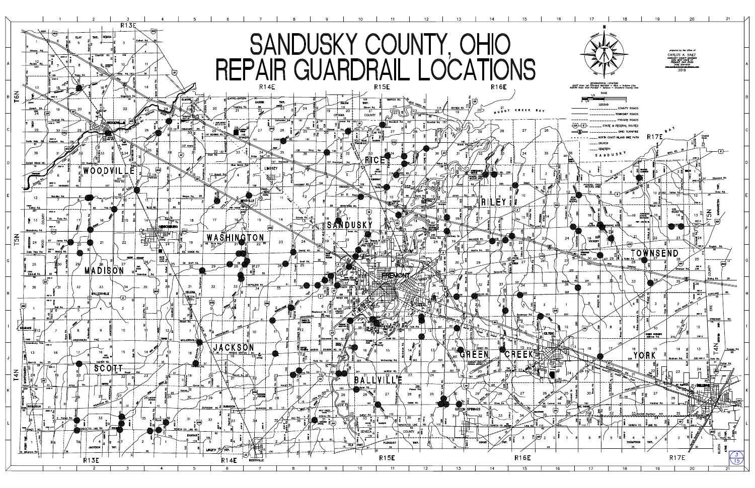# SANDUSKY COUNTY, OHIO
# REPAIR GUARDRAIL LOCATIONS

prepared by the office of
CARLOS A. BAEZ
SANDUSKY COUNTY ENGINEER
2019

GEOGRAPHICAL LOCATION
EAST from 1st Principal Meridian — Ohio — Indiana Line
NORTH from 41st Parallel — Seneca — Crawford County Line

**LEGEND**

- COUNTY ROADS
- TOWNSHIP ROADS
- PRIVATE ROADS
- STATE & FEDERAL ROUTES
- OHIO TURNPIKE
- NORTH COAST INLAND BIKE PATH
- CHURCH
- CEMETERY

WOODVILLE · MADISON · SCOTT · WASHINGTON · JACKSON · SANDUSKY · RICE · FREMONT · BALLVILLE · RILEY · GREEN CREEK · TOWNSEND · YORK

R13E · R14E · R15E · R16E · R17E · T6N · T5N · T4N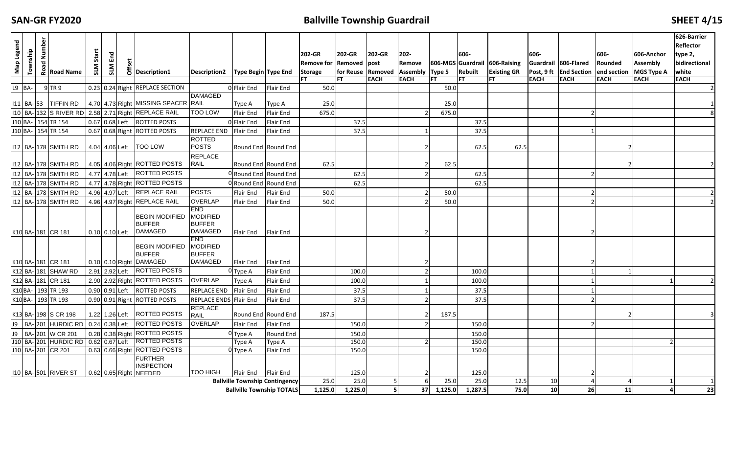| Map Legend | Township | Road Number | Road Name | SLM Start | SLM End | Offset | Description1 | Description2 | Type Begin | Type End | 202-GR Remove for Storage | 202-GR Removed for Reuse | 202-GR post Removed | 202-Remove Assembly | 606-MGS Type 5 | 606-Guardrail Rebuilt | 606-Raising Existing GR | 606-Guardrail Post, 9 ft | 606-Flared End Section | 606-Rounded end section | 606-Anchor Assembly MGS Type A | 626-Barrier Reflector type 2, bidirectional white |
|---|---|---|---|---|---|---|---|---|---|---|---|---|---|---|---|---|---|---|---|---|---|---|
| | | | | | | | | | | | FT | FT | EACH | EACH | FT | FT | FT | EACH | EACH | EACH | EACH | EACH |
| L9 | BA- | 9 | TR 9 | 0.23 | 0.24 | Right | REPLACE SECTION | 0 | Flair End | Flair End | 50.0 | | | | 50.0 | | | | | | | 2 |
| I11 | BA- | 53 | TIFFIN RD | 4.70 | 4.73 | Right | MISSING SPACER | DAMAGED RAIL | Type A | Type A | 25.0 | | | | 25.0 | | | | | | | 1 |
| I10 | BA- | 132 | S RIVER RD | 2.58 | 2.71 | Right | REPLACE RAIL | TOO LOW | Flair End | Flair End | 675.0 | | | 2 | 675.0 | | | | 2 | | | 8 |
| J10 | BA- | 154 | TR 154 | 0.67 | 0.68 | Left | ROTTED POSTS | 0 | Flair End | Flair End | | 37.5 | | | | 37.5 | | | | | | |
| J10 | BA- | 154 | TR 154 | 0.67 | 0.68 | Right | ROTTED POSTS | REPLACE END | Flair End | Flair End | | 37.5 | | 1 | | 37.5 | | | 1 | | | |
| I12 | BA- | 178 | SMITH RD | 4.04 | 4.06 | Left | TOO LOW | ROTTED POSTS | Round End | Round End | | | | 2 | | 62.5 | 62.5 | | | 2 | | |
| I12 | BA- | 178 | SMITH RD | 4.05 | 4.06 | Right | ROTTED POSTS | REPLACE RAIL | Round End | Round End | 62.5 | | | 2 | 62.5 | | | | | 2 | | 2 |
| I12 | BA- | 178 | SMITH RD | 4.77 | 4.78 | Left | ROTTED POSTS | 0 | Round End | Round End | | 62.5 | | 2 | | 62.5 | | | 2 | | | |
| I12 | BA- | 178 | SMITH RD | 4.77 | 4.78 | Right | ROTTED POSTS | 0 | Round End | Round End | | 62.5 | | | | 62.5 | | | | | | |
| I12 | BA- | 178 | SMITH RD | 4.96 | 4.97 | Left | REPLACE RAIL | POSTS | Flair End | Flair End | 50.0 | | | 2 | 50.0 | | | | 2 | | | 2 |
| I12 | BA- | 178 | SMITH RD | 4.96 | 4.97 | Right | REPLACE RAIL | OVERLAP | Flair End | Flair End | 50.0 | | | 2 | 50.0 | | | | 2 | | | 2 |
| K10 | BA- | 181 | CR 181 | 0.10 | 0.10 | Left | BEGIN MODIFIED BUFFER DAMAGED | END MODIFIED BUFFER DAMAGED | Flair End | Flair End | | | | 2 | | | | | 2 | | | |
| K10 | BA- | 181 | CR 181 | 0.10 | 0.10 | Right | BEGIN MODIFIED BUFFER DAMAGED | END MODIFIED BUFFER DAMAGED | Flair End | Flair End | | | | 2 | | | | | 2 | | | |
| K12 | BA- | 181 | SHAW RD | 2.91 | 2.92 | Left | ROTTED POSTS | 0 | Type A | Flair End | | 100.0 | | 2 | | 100.0 | | | 1 | 1 | | |
| K12 | BA- | 181 | CR 181 | 2.90 | 2.92 | Right | ROTTED POSTS | OVERLAP | Type A | Flair End | | 100.0 | | 1 | | 100.0 | | | 1 | | 1 | 2 |
| K10 | BA- | 193 | TR 193 | 0.90 | 0.91 | Left | ROTTED POSTS | REPLACE END | Flair End | Flair End | | 37.5 | | 1 | | 37.5 | | | 1 | | | |
| K10 | BA- | 193 | TR 193 | 0.90 | 0.91 | Right | ROTTED POSTS | REPLACE ENDS | Flair End | Flair End | | 37.5 | | 2 | | 37.5 | | | 2 | | | |
| K13 | BA- | 198 | S CR 198 | 1.22 | 1.26 | Left | ROTTED POSTS | REPLACE RAIL | Round End | Round End | 187.5 | | | 2 | 187.5 | | | | | 2 | | 3 |
| J9 | BA- | 201 | HURDIC RD | 0.24 | 0.38 | Left | ROTTED POSTS | OVERLAP | Flair End | Flair End | | 150.0 | | 2 | | 150.0 | | | 2 | | | |
| J9 | BA- | 201 | W CR 201 | 0.28 | 0.38 | Right | ROTTED POSTS | 0 | Type A | Round End | | 150.0 | | | | 150.0 | | | | | | |
| J10 | BA- | 201 | HURDIC RD | 0.62 | 0.67 | Left | ROTTED POSTS | | Type A | Type A | | 150.0 | | 2 | | 150.0 | | | | | 2 | |
| J10 | BA- | 201 | CR 201 | 0.63 | 0.66 | Right | ROTTED POSTS | 0 | Type A | Flair End | | 150.0 | | | | 150.0 | | | | | | |
| I10 | BA- | 501 | RIVER ST | 0.62 | 0.65 | Right | FURTHER INSPECTION NEEDED | TOO HIGH | Flair End | Flair End | | 125.0 | | 2 | | 125.0 | | | 2 | | | |
| | | | | | | | | | Ballville Township Contingency | | 25.0 | 25.0 | 5 | 6 | 25.0 | 25.0 | 12.5 | 10 | 4 | 4 | 1 | 1 |
| | | | | | | | | | Ballville Township TOTALS | | 1,125.0 | 1,225.0 | 5 | 37 | 1,125.0 | 1,287.5 | 75.0 | 10 | 26 | 11 | 4 | 23 |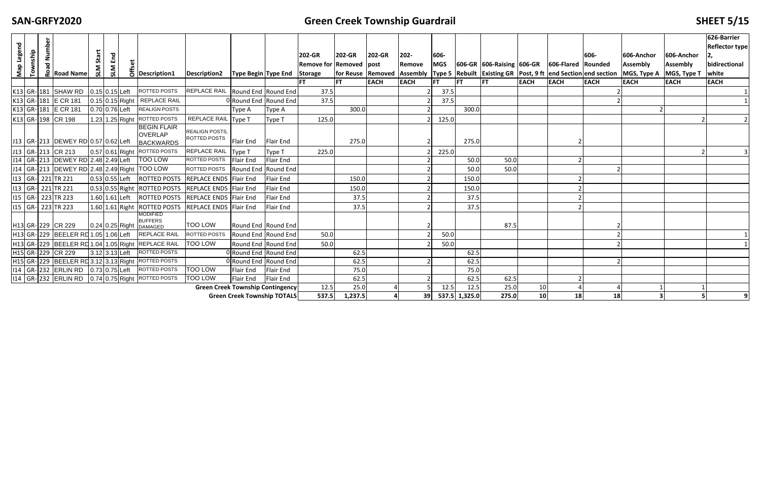# SAN-GRFY2020

## Green Creek Township Guardrail

| Map Legend | Township | Road Number | Road Name | SLM Start | SLM End | Offset | Description1 | Description2 | Type Begin | Type End | 202-GR Remove for Storage | 202-GR Removed for Reuse | 202-GR post Removed | 202-Remove Assembly | 606-MGS Type 5 | 606-GR Rebuilt | 606-Raising Existing GR | 606-GR Post, 9 ft | 606-Flared end Section | 606-Rounded end section | 606-Anchor Assembly MGS, Type A | 606-Anchor Assembly MGS, Type T | 626-Barrier Reflector type 2, bidirectional white |
|---|---|---|---|---|---|---|---|---|---|---|---|---|---|---|---|---|---|---|---|---|---|---|---|
| | | | | | | | | | | | FT | FT | EACH | EACH | FT | FT | FT | EACH | EACH | EACH | EACH | EACH | EACH |
| K13 | GR- | 181 | SHAW RD | 0.15 | 0.15 | Left | ROTTED POSTS | REPLACE RAIL | Round End | Round End | 37.5 | | | 2 | 37.5 | | | | | 2 | | | 1 |
| K13 | GR- | 181 | E CR 181 | 0.15 | 0.15 | Right | REPLACE RAIL | 0 | Round End | Round End | 37.5 | | | 2 | 37.5 | | | | | 2 | | | 1 |
| K13 | GR- | 181 | E CR 181 | 0.70 | 0.76 | Left | REALIGN POSTS | | Type A | Type A | | 300.0 | | 2 | | 300.0 | | | | | 2 | | |
| K13 | GR- | 198 | CR 198 | 1.23 | 1.25 | Right | ROTTED POSTS | REPLACE RAIL | Type T | Type T | 125.0 | | | 2 | 125.0 | | | | | | | 2 | 2 |
| J13 | GR- | 213 | DEWEY RD | 0.57 | 0.62 | Left | BEGIN FLAIR OVERLAP BACKWARDS | REALIGN POSTS, ROTTED POSTS | Flair End | Flair End | | 275.0 | | 2 | | 275.0 | | | 2 | | | | |
| J13 | GR- | 213 | CR 213 | 0.57 | 0.61 | Right | ROTTED POSTS | REPLACE RAIL | Type T | Type T | 225.0 | | | 2 | 225.0 | | | | | | | 2 | 3 |
| J14 | GR- | 213 | DEWEY RD | 2.48 | 2.49 | Left | TOO LOW | ROTTED POSTS | Flair End | Flair End | | | | 2 | | 50.0 | 50.0 | | 2 | | | | |
| J14 | GR- | 213 | DEWEY RD | 2.48 | 2.49 | Right | TOO LOW | ROTTED POSTS | Round End | Round End | | | | 2 | | 50.0 | 50.0 | | | 2 | | | |
| I13 | GR- | 221 | TR 221 | 0.53 | 0.55 | Left | ROTTED POSTS | REPLACE ENDS | Flair End | Flair End | | 150.0 | | 2 | | 150.0 | | | 2 | | | | |
| I13 | GR- | 221 | TR 221 | 0.53 | 0.55 | Right | ROTTED POSTS | REPLACE ENDS | Flair End | Flair End | | 150.0 | | 2 | | 150.0 | | | 2 | | | | |
| I15 | GR- | 223 | TR 223 | 1.60 | 1.61 | Left | ROTTED POSTS | REPLACE ENDS | Flair End | Flair End | | 37.5 | | 2 | | 37.5 | | | 2 | | | | |
| I15 | GR- | 223 | TR 223 | 1.60 | 1.61 | Right | ROTTED POSTS | REPLACE ENDS | Flair End | Flair End | | 37.5 | | 2 | | 37.5 | | | 2 | | | | |
| H13 | GR- | 229 | CR 229 | 0.24 | 0.25 | Right | MODIFIED BUFFERS DAMAGED | TOO LOW | Round End | Round End | | | | 2 | | | 87.5 | | | 2 | | | |
| H13 | GR- | 229 | BEELER RD | 1.05 | 1.06 | Left | REPLACE RAIL | ROTTED POSTS | Round End | Round End | 50.0 | | | 2 | 50.0 | | | | | 2 | | | 1 |
| H13 | GR- | 229 | BEELER RD | 1.04 | 1.05 | Right | REPLACE RAIL | TOO LOW | Round End | Round End | 50.0 | | | 2 | 50.0 | | | | | 2 | | | 1 |
| H15 | GR- | 229 | CR 229 | 3.12 | 3.13 | Left | ROTTED POSTS | 0 | Round End | Round End | | 62.5 | | | | 62.5 | | | | | | | |
| H15 | GR- | 229 | BEELER RD | 3.12 | 3.13 | Right | ROTTED POSTS | 0 | Round End | Round End | | 62.5 | | 2 | | 62.5 | | | | 2 | | | |
| I14 | GR- | 232 | ERLIN RD | 0.73 | 0.75 | Left | ROTTED POSTS | TOO LOW | Flair End | Flair End | | 75.0 | | | | 75.0 | | | | | | | |
| I14 | GR- | 232 | ERLIN RD | 0.74 | 0.75 | Right | ROTTED POSTS | TOO LOW | Flair End | Flair End | | 62.5 | | 2 | | 62.5 | 62.5 | | 2 | | | | |
| | | | | | | | | Green Creek Township Contingency | | | 12.5 | 25.0 | 4 | 5 | 12.5 | 12.5 | 25.0 | 10 | 4 | 4 | 1 | 1 | |
| | | | | | | | | Green Creek Township TOTALS | | | 537.5 | 1,237.5 | 4 | 39 | 537.5 | 1,325.0 | 275.0 | 10 | 18 | 18 | 3 | 5 | 9 |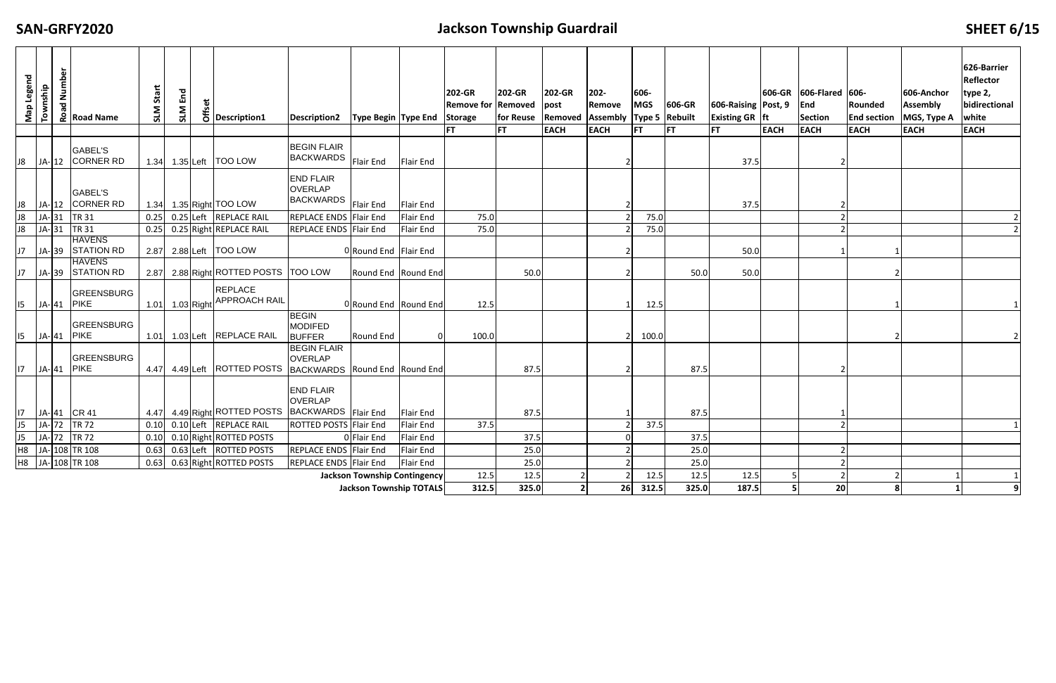# SAN-GRFY2020

## Jackson Township Guardrail

| Map Legend | Township | Road Number | Road Name | SLM Start | SLM End | Offset | Description1 | Description2 | Type Begin | Type End | 202-GR Remove for Storage | 202-GR Removed for Reuse | 202-GR post Removed | 202-Remove Assembly | 606-MGS Type 5 | 606-GR Rebuilt | 606-Raising Existing GR | 606-GR Post, 9 ft | 606-Flared End Section | 606-Rounded End section | 606-Anchor Assembly MGS, Type A | 626-Barrier Reflector type 2, white bidirectional |
|---|---|---|---|---|---|---|---|---|---|---|---|---|---|---|---|---|---|---|---|---|---|---|
| | | | | | | | | | | | FT | FT | EACH | EACH | FT | FT | FT | EACH | EACH | EACH | EACH | EACH |
| J8 | JA- | 12 | GABEL'S CORNER RD | 1.34 | 1.35 | Left | TOO LOW | BEGIN FLAIR BACKWARDS | Flair End | Flair End | | | | 2 | | | 37.5 | | 2 | | | |
| J8 | JA- | 12 | GABEL'S CORNER RD | 1.34 | 1.35 | Right | TOO LOW | END FLAIR OVERLAP BACKWARDS | Flair End | Flair End | | | | 2 | | | 37.5 | | 2 | | | |
| J8 | JA- | 31 | TR 31 | 0.25 | 0.25 | Left | REPLACE RAIL | REPLACE ENDS | Flair End | Flair End | 75.0 | | | 2 | 75.0 | | | | 2 | | | 2 |
| J8 | JA- | 31 | TR 31 | 0.25 | 0.25 | Right | REPLACE RAIL | REPLACE ENDS | Flair End | Flair End | 75.0 | | | 2 | 75.0 | | | | 2 | | | 2 |
| J7 | JA- | 39 | HAVENS STATION RD | 2.87 | 2.88 | Left | TOO LOW | 0 | Round End | Flair End | | | | 2 | | | 50.0 | | 1 | 1 | | |
| J7 | JA- | 39 | HAVENS STATION RD | 2.87 | 2.88 | Right | ROTTED POSTS | TOO LOW | Round End | Round End | | 50.0 | | 2 | | 50.0 | 50.0 | | | 2 | | |
| I5 | JA- | 41 | GREENSBURG PIKE | 1.01 | 1.03 | Right | REPLACE APPROACH RAIL | 0 | Round End | Round End | 12.5 | | | 1 | 12.5 | | | | | 1 | | 1 |
| I5 | JA- | 41 | GREENSBURG PIKE | 1.01 | 1.03 | Left | REPLACE RAIL | BEGIN MODIFED BUFFER | Round End | 0 | 100.0 | | | 2 | 100.0 | | | | | 2 | | 2 |
| I7 | JA- | 41 | GREENSBURG PIKE | 4.47 | 4.49 | Left | ROTTED POSTS | BEGIN FLAIR OVERLAP BACKWARDS | Round End | Round End | | 87.5 | | 2 | | 87.5 | | | 2 | | | |
| I7 | JA- | 41 | CR 41 | 4.47 | 4.49 | Right | ROTTED POSTS | END FLAIR OVERLAP BACKWARDS | Flair End | Flair End | | 87.5 | | 1 | | 87.5 | | | 1 | | | |
| J5 | JA- | 72 | TR 72 | 0.10 | 0.10 | Left | REPLACE RAIL | ROTTED POSTS | Flair End | Flair End | 37.5 | | | 2 | 37.5 | | | | 2 | | | 1 |
| J5 | JA- | 72 | TR 72 | 0.10 | 0.10 | Right | ROTTED POSTS | 0 | Flair End | Flair End | | 37.5 | | 0 | | 37.5 | | | | | | |
| H8 | JA- | 108 | TR 108 | 0.63 | 0.63 | Left | ROTTED POSTS | REPLACE ENDS | Flair End | Flair End | | 25.0 | | 2 | | 25.0 | | | 2 | | | |
| H8 | JA- | 108 | TR 108 | 0.63 | 0.63 | Right | ROTTED POSTS | REPLACE ENDS | Flair End | Flair End | | 25.0 | | 2 | | 25.0 | | | 2 | | | |
| | | | | | | | | | | **Jackson Township Contingency** | 12.5 | 12.5 | 2 | 2 | 12.5 | 12.5 | 12.5 | 5 | 2 | 2 | 1 | 1 |
| | | | | | | | | | | **Jackson Township TOTALS** | 312.5 | 325.0 | 2 | 26 | 312.5 | 325.0 | 187.5 | 5 | 20 | 8 | 1 | 9 |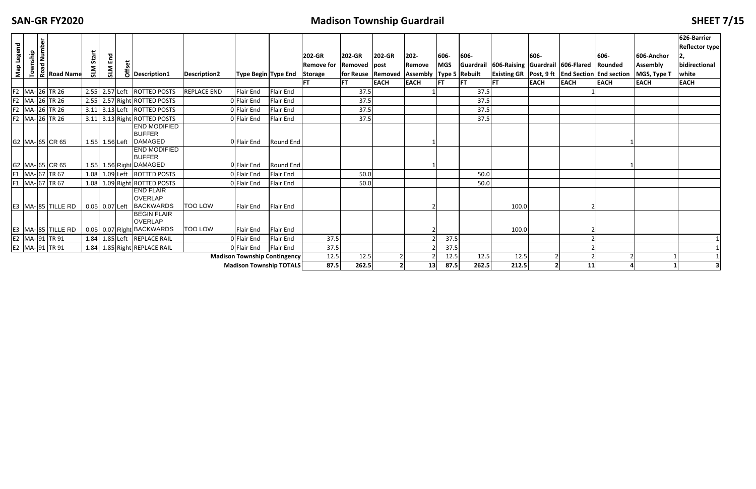# SAN-GR FY2020

## Madison Township Guardrail

| Map Legend | Township | Road Number | Road Name | SLM Start | SLM End | Offset | Description1 | Description2 | Type Begin | Type End | 202-GR Remove for Storage | 202-GR Removed for Reuse | 202-GR post Removed | 202-Remove Assembly | 606-MGS Type 5 | 606-Guardrail Rebuilt | 606-Raising Existing GR | 606-Guardrail Post, 9 ft | 606-Flared End Section | 606-Rounded End section | 606-Anchor Assembly MGS, Type T | 626-Barrier Reflector type 2, bidirectional white |
|---|---|---|---|---|---|---|---|---|---|---|---|---|---|---|---|---|---|---|---|---|---|---|
| | | | | | | | | | | | FT | FT | EACH | EACH | FT | FT | FT | EACH | EACH | EACH | EACH | EACH |
| F2 | MA- | 26 | TR 26 | 2.55 | 2.57 | Left | ROTTED POSTS | REPLACE END | Flair End | Flair End | | 37.5 | | 1 | | 37.5 | | | 1 | | | |
| F2 | MA- | 26 | TR 26 | 2.55 | 2.57 | Right | ROTTED POSTS | 0 | Flair End | Flair End | | 37.5 | | | | 37.5 | | | | | | |
| F2 | MA- | 26 | TR 26 | 3.11 | 3.13 | Left | ROTTED POSTS | 0 | Flair End | Flair End | | 37.5 | | | | 37.5 | | | | | | |
| F2 | MA- | 26 | TR 26 | 3.11 | 3.13 | Right | ROTTED POSTS | 0 | Flair End | Flair End | | 37.5 | | | | 37.5 | | | | | | |
| G2 | MA- | 65 | CR 65 | 1.55 | 1.56 | Left | END MODIFIED BUFFER DAMAGED | 0 | Flair End | Round End | | | | 1 | | | | | | 1 | | |
| G2 | MA- | 65 | CR 65 | 1.55 | 1.56 | Right | END MODIFIED BUFFER DAMAGED | 0 | Flair End | Round End | | | | 1 | | | | | | 1 | | |
| F1 | MA- | 67 | TR 67 | 1.08 | 1.09 | Left | ROTTED POSTS | 0 | Flair End | Flair End | | 50.0 | | | | 50.0 | | | | | | |
| F1 | MA- | 67 | TR 67 | 1.08 | 1.09 | Right | ROTTED POSTS | 0 | Flair End | Flair End | | 50.0 | | | | 50.0 | | | | | | |
| E3 | MA- | 85 | TILLE RD | 0.05 | 0.07 | Left | END FLAIR OVERLAP BACKWARDS | TOO LOW | Flair End | Flair End | | | | 2 | | | 100.0 | | 2 | | | |
| E3 | MA- | 85 | TILLE RD | 0.05 | 0.07 | Right | BEGIN FLAIR OVERLAP BACKWARDS | TOO LOW | Flair End | Flair End | | | | 2 | | | 100.0 | | 2 | | | |
| E2 | MA- | 91 | TR 91 | 1.84 | 1.85 | Left | REPLACE RAIL | 0 | Flair End | Flair End | 37.5 | | | 2 | 37.5 | | | | 2 | | | 1 |
| E2 | MA- | 91 | TR 91 | 1.84 | 1.85 | Right | REPLACE RAIL | 0 | Flair End | Flair End | 37.5 | | | 2 | 37.5 | | | | 2 | | | 1 |
| | | | | | | | | | Madison Township Contingency | | 12.5 | 12.5 | 2 | 2 | 12.5 | 12.5 | 12.5 | 2 | 2 | 2 | 1 | 1 |
| | | | | | | | | | Madison Township TOTALS | | 87.5 | 262.5 | 2 | 13 | 87.5 | 262.5 | 212.5 | 2 | 11 | 4 | 1 | 3 |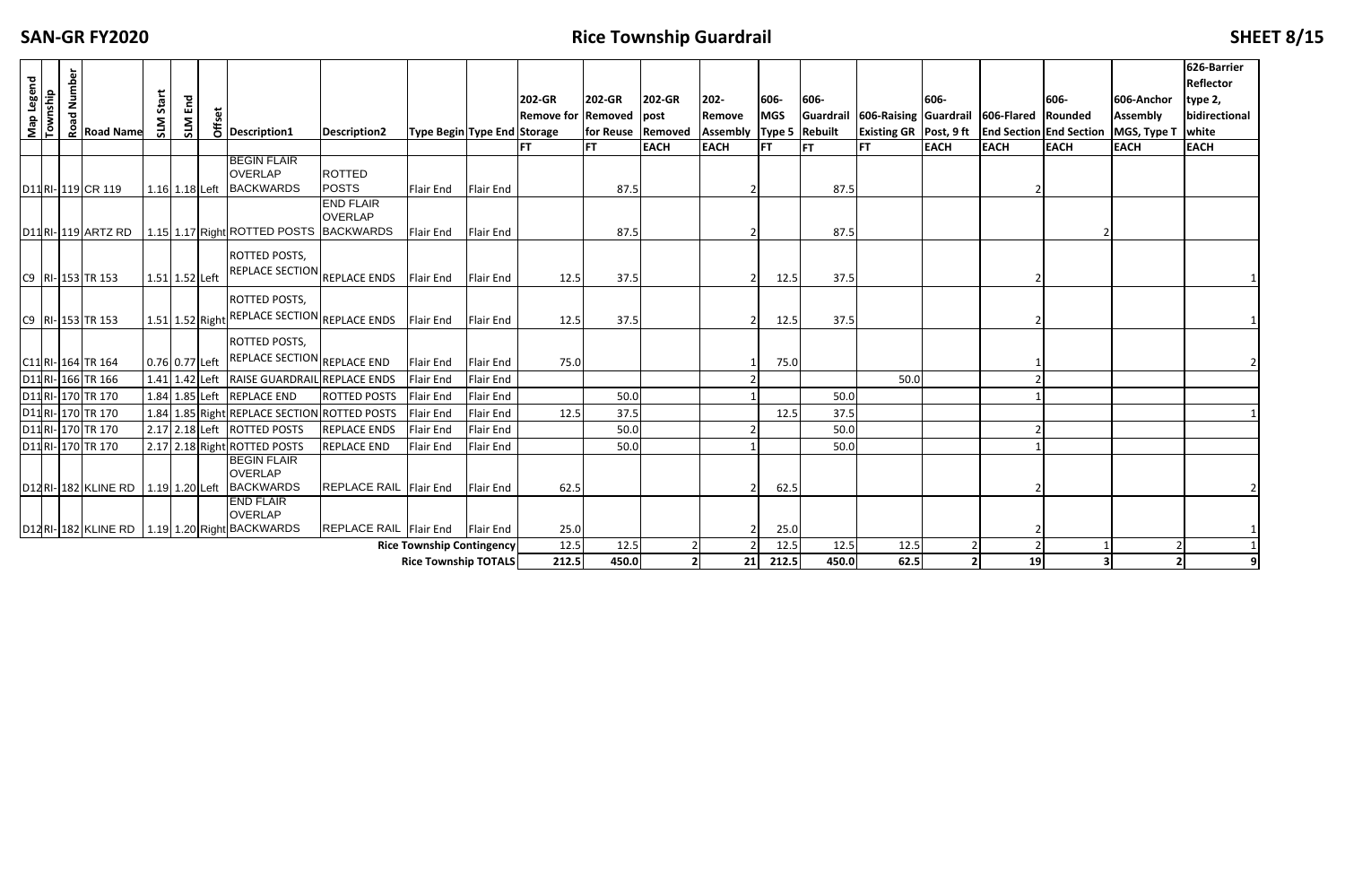# SAN-GR FY2020

## Rice Township Guardrail

| Map Legend | Township | Road Number | Road Name | SLM Start | SLM End | Offset | Description1 | Description2 | Type Begin | Type End | 202-GR Remove for Storage | 202-GR Removed for Reuse | 202-GR post Removed | 202-Remove Assembly | 606-MGS Type 5 | 606-Guardrail Rebuilt | 606-Raising Existing GR | 606-Guardrail Post, 9 ft | 606-Flared End Section | 606-Rounded End Section | 606-Anchor Assembly MGS, Type T | 626-Barrier Reflector type 2, bidirectional white |
|---|---|---|---|---|---|---|---|---|---|---|---|---|---|---|---|---|---|---|---|---|---|---|
| | | | | | | | | | | | FT | FT | EACH | EACH | FT | FT | FT | EACH | EACH | EACH | EACH | EACH |
| D11 | RI- | 119 | CR 119 | 1.16 | 1.18 | Left | BEGIN FLAIR OVERLAP BACKWARDS | ROTTED POSTS | Flair End | Flair End | | 87.5 | | 2 | | 87.5 | | | 2 | | | |
| D11 | RI- | 119 | ARTZ RD | 1.15 | 1.17 | Right | ROTTED POSTS | END FLAIR OVERLAP BACKWARDS | Flair End | Flair End | | 87.5 | | 2 | | 87.5 | | | | 2 | | |
| C9 | RI- | 153 | TR 153 | 1.51 | 1.52 | Left | ROTTED POSTS, REPLACE SECTION | REPLACE ENDS | Flair End | Flair End | 12.5 | 37.5 | | 2 | 12.5 | 37.5 | | | 2 | | | 1 |
| C9 | RI- | 153 | TR 153 | 1.51 | 1.52 | Right | ROTTED POSTS, REPLACE SECTION | REPLACE ENDS | Flair End | Flair End | 12.5 | 37.5 | | 2 | 12.5 | 37.5 | | | 2 | | | 1 |
| C11 | RI- | 164 | TR 164 | 0.76 | 0.77 | Left | ROTTED POSTS, REPLACE SECTION | REPLACE END | Flair End | Flair End | 75.0 | | | 1 | 75.0 | | | | 1 | | | 2 |
| D11 | RI- | 166 | TR 166 | 1.41 | 1.42 | Left | RAISE GUARDRAIL | REPLACE ENDS | Flair End | Flair End | | | | 2 | | | 50.0 | | 2 | | | |
| D11 | RI- | 170 | TR 170 | 1.84 | 1.85 | Left | REPLACE END | ROTTED POSTS | Flair End | Flair End | | 50.0 | | 1 | | 50.0 | | | 1 | | | |
| D11 | RI- | 170 | TR 170 | 1.84 | 1.85 | Right | REPLACE SECTION | ROTTED POSTS | Flair End | Flair End | 12.5 | 37.5 | | 2 | 12.5 | 37.5 | | | 2 | | | 1 |
| D11 | RI- | 170 | TR 170 | 2.17 | 2.18 | Left | ROTTED POSTS | REPLACE ENDS | Flair End | Flair End | | 50.0 | | 2 | | 50.0 | | | 2 | | | |
| D11 | RI- | 170 | TR 170 | 2.17 | 2.18 | Right | ROTTED POSTS | REPLACE END | Flair End | Flair End | | 50.0 | | 1 | | 50.0 | | | 1 | | | |
| D12 | RI- | 182 | KLINE RD | 1.19 | 1.20 | Left | BEGIN FLAIR OVERLAP BACKWARDS | REPLACE RAIL | Flair End | Flair End | 62.5 | | | 2 | 62.5 | | | | 2 | | | 2 |
| D12 | RI- | 182 | KLINE RD | 1.19 | 1.20 | Right | END FLAIR OVERLAP BACKWARDS | REPLACE RAIL | Flair End | Flair End | 25.0 | | | 2 | 25.0 | | | | 2 | | | 1 |
| | | | | | | | | | | Rice Township Contingency | 12.5 | 12.5 | 2 | 2 | 12.5 | 12.5 | 12.5 | 2 | 2 | 1 | 2 | 1 |
| | | | | | | | | | | **Rice Township TOTALS** | **212.5** | **450.0** | **2** | **21** | **212.5** | **450.0** | **62.5** | **2** | **19** | **3** | **2** | **9** |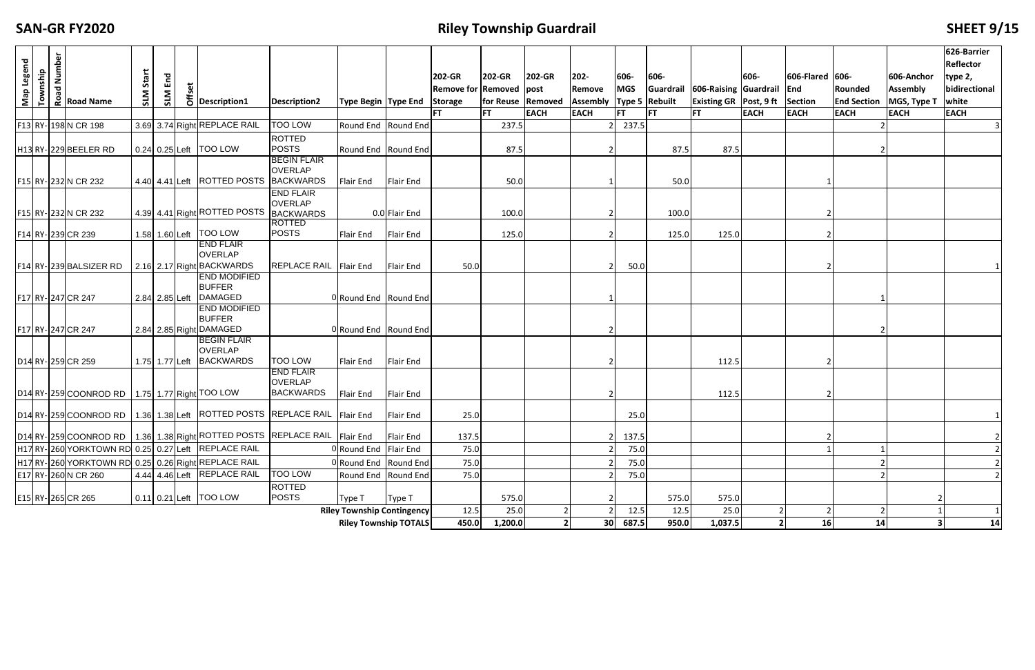# SAN-GR FY2020

## Riley Township Guardrail

| Map Legend | Township | Road Number | Road Name | SLM Start | SLM End | Offset | Description1 | Description2 | Type Begin | Type End | 202-GR Remove for Storage | 202-GR Removed for Reuse | 202-GR post Removed | 202-Remove Assembly | 606-MGS Type 5 | 606-Guardrail Rebuilt | 606-Raising Existing GR | 606-Guardrail Post, 9 ft | 606-Flared End Section | 606-Rounded End Section | 606-Anchor Assembly MGS, Type T | 626-Barrier Reflector type 2, bidirectional white |
|---|---|---|---|---|---|---|---|---|---|---|---|---|---|---|---|---|---|---|---|---|---|---|
| | | | | | | | | | | | FT | FT | EACH | EACH | FT | FT | FT | EACH | EACH | EACH | EACH | EACH |
| F13 | RY- | 198 | N CR 198 | 3.69 | 3.74 | Right | REPLACE RAIL | TOO LOW | Round End | Round End | | 237.5 | | 2 | 237.5 | | | | | 2 | | 3 |
| H13 | RY- | 229 | BEELER RD | 0.24 | 0.25 | Left | TOO LOW | ROTTED POSTS | Round End | Round End | | 87.5 | | 2 | | 87.5 | 87.5 | | | 2 | | |
| F15 | RY- | 232 | N CR 232 | 4.40 | 4.41 | Left | ROTTED POSTS | BEGIN FLAIR OVERLAP BACKWARDS | Flair End | Flair End | | 50.0 | | 1 | | 50.0 | | | 1 | | | |
| F15 | RY- | 232 | N CR 232 | 4.39 | 4.41 | Right | ROTTED POSTS | END FLAIR OVERLAP BACKWARDS | 0.0 | Flair End | | 100.0 | | 2 | | 100.0 | | | 2 | | | |
| F14 | RY- | 239 | CR 239 | 1.58 | 1.60 | Left | TOO LOW | ROTTED POSTS | Flair End | Flair End | | 125.0 | | 2 | | 125.0 | 125.0 | | 2 | | | |
| F14 | RY- | 239 | BALSIZER RD | 2.16 | 2.17 | Right | END FLAIR OVERLAP BACKWARDS | REPLACE RAIL | Flair End | Flair End | 50.0 | | | 2 | 50.0 | | | | 2 | | | 1 |
| F17 | RY- | 247 | CR 247 | 2.84 | 2.85 | Left | END MODIFIED BUFFER DAMAGED | 0 | Round End | Round End | | | | 1 | | | | | | 1 | | |
| F17 | RY- | 247 | CR 247 | 2.84 | 2.85 | Right | END MODIFIED BUFFER DAMAGED | 0 | Round End | Round End | | | | 2 | | | | | | 2 | | |
| D14 | RY- | 259 | CR 259 | 1.75 | 1.77 | Left | BEGIN FLAIR OVERLAP BACKWARDS | TOO LOW | Flair End | Flair End | | | | 2 | | | 112.5 | | 2 | | | |
| D14 | RY- | 259 | COONROD RD | 1.75 | 1.77 | Right | TOO LOW | END FLAIR OVERLAP BACKWARDS | Flair End | Flair End | | | | 2 | | | 112.5 | | 2 | | | |
| D14 | RY- | 259 | COONROD RD | 1.36 | 1.38 | Left | ROTTED POSTS | REPLACE RAIL | Flair End | Flair End | 25.0 | | | | 25.0 | | | | | | | 1 |
| D14 | RY- | 259 | COONROD RD | 1.36 | 1.38 | Right | ROTTED POSTS | REPLACE RAIL | Flair End | Flair End | 137.5 | | | 2 | 137.5 | | | | 2 | | | 2 |
| H17 | RY- | 260 | YORKTOWN RD | 0.25 | 0.27 | Left | REPLACE RAIL | 0 | Round End | Flair End | 75.0 | | | 2 | 75.0 | | | | 1 | 1 | | 2 |
| H17 | RY- | 260 | YORKTOWN RD | 0.25 | 0.26 | Right | REPLACE RAIL | 0 | Round End | Round End | 75.0 | | | 2 | 75.0 | | | | | 2 | | 2 |
| E17 | RY- | 260 | N CR 260 | 4.44 | 4.46 | Left | REPLACE RAIL | TOO LOW | Round End | Round End | 75.0 | | | 2 | 75.0 | | | | | 2 | | 2 |
| E15 | RY- | 265 | CR 265 | 0.11 | 0.21 | Left | TOO LOW | ROTTED POSTS | Type T | Type T | | 575.0 | | 2 | | 575.0 | 575.0 | | | | 2 | |
| | | | | | | | | | Riley Township Contingency | | 12.5 | 25.0 | 2 | 2 | 12.5 | 12.5 | 25.0 | 2 | 2 | 2 | 1 | 1 |
| | | | | | | | | | Riley Township TOTALS | | 450.0 | 1,200.0 | 2 | 30 | 687.5 | 950.0 | 1,037.5 | 2 | 16 | 14 | 3 | 14 |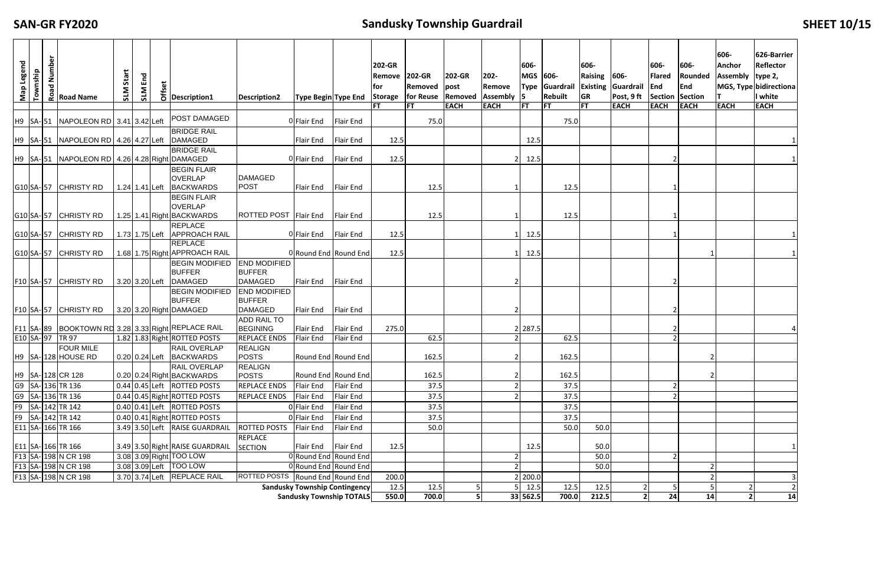# SAN-GR FY2020

## Sandusky Township Guardrail

| Map Legend | Township | Road Number | Road Name | SLM Start | SLM End | Offset | Description1 | Description2 | Type Begin | Type End | 202-GR Remove for Storage | 202-GR Removed for Reuse | 202-GR post Removed | 202- Remove Assembly | 606- MGS Type 5 | 606- Guardrail Rebuilt | 606- Raising Existing GR | 606- Guardrail Post, 9 ft | 606- Flared End Section | 606- Rounded End Section | 606- Anchor Assembly T | 626-Barrier Reflector type 2, MGS, Type bidirectional white |
|---|---|---|---|---|---|---|---|---|---|---|---|---|---|---|---|---|---|---|---|---|---|---|
| | | | | | | | | | | | FT | FT | EACH | EACH | FT | FT | FT | EACH | EACH | EACH | EACH | EACH |
| H9 | SA- | 51 | NAPOLEON RD | 3.41 | 3.42 | Left | POST DAMAGED | 0 | Flair End | Flair End | | 75.0 | | | | 75.0 | | | | | | |
| H9 | SA- | 51 | NAPOLEON RD | 4.26 | 4.27 | Left | BRIDGE RAIL DAMAGED | | Flair End | Flair End | 12.5 | | | | 12.5 | | | | | | | 1 |
| H9 | SA- | 51 | NAPOLEON RD | 4.26 | 4.28 | Right | BRIDGE RAIL DAMAGED | 0 | Flair End | Flair End | 12.5 | | | 2 | 12.5 | | | | 2 | | | 1 |
| G10 | SA- | 57 | CHRISTY RD | 1.24 | 1.41 | Left | BEGIN FLAIR OVERLAP BACKWARDS | DAMAGED POST | Flair End | Flair End | | 12.5 | | 1 | | 12.5 | | | 1 | | | |
| G10 | SA- | 57 | CHRISTY RD | 1.25 | 1.41 | Right | BEGIN FLAIR OVERLAP BACKWARDS | ROTTED POST | Flair End | Flair End | | 12.5 | | 1 | | 12.5 | | | 1 | | | |
| G10 | SA- | 57 | CHRISTY RD | 1.73 | 1.75 | Left | REPLACE APPROACH RAIL | 0 | Flair End | Flair End | 12.5 | | | 1 | 12.5 | | | | 1 | | | 1 |
| G10 | SA- | 57 | CHRISTY RD | 1.68 | 1.75 | Right | REPLACE APPROACH RAIL | 0 | Round End | Round End | 12.5 | | | 1 | 12.5 | | | | | 1 | | 1 |
| F10 | SA- | 57 | CHRISTY RD | 3.20 | 3.20 | Left | BEGIN MODIFIED BUFFER DAMAGED | END MODIFIED BUFFER DAMAGED | Flair End | Flair End | | | | 2 | | | | | 2 | | | |
| F10 | SA- | 57 | CHRISTY RD | 3.20 | 3.20 | Right | BEGIN MODIFIED BUFFER DAMAGED | END MODIFIED BUFFER DAMAGED | Flair End | Flair End | | | | 2 | | | | | 2 | | | |
| F11 | SA- | 89 | BOOKTOWN RD | 3.28 | 3.33 | Right | REPLACE RAIL | ADD RAIL TO BEGINING | Flair End | Flair End | 275.0 | | | 2 | 287.5 | | | | 2 | | | 4 |
| E10 | SA- | 97 | TR 97 | 1.82 | 1.83 | Right | ROTTED POSTS | REPLACE ENDS | Flair End | Flair End | | 62.5 | | 2 | | 62.5 | | | 2 | | | |
| H9 | SA- | 128 | FOUR MILE HOUSE RD | 0.20 | 0.24 | Left | RAIL OVERLAP BACKWARDS | REALIGN POSTS | Round End | Round End | | 162.5 | | 2 | | 162.5 | | | | 2 | | |
| H9 | SA- | 128 | CR 128 | 0.20 | 0.24 | Right | RAIL OVERLAP BACKWARDS | REALIGN POSTS | Round End | Round End | | 162.5 | | 2 | | 162.5 | | | | 2 | | |
| G9 | SA- | 136 | TR 136 | 0.44 | 0.45 | Left | ROTTED POSTS | REPLACE ENDS | Flair End | Flair End | | 37.5 | | 2 | | 37.5 | | | 2 | | | |
| G9 | SA- | 136 | TR 136 | 0.44 | 0.45 | Right | ROTTED POSTS | REPLACE ENDS | Flair End | Flair End | | 37.5 | | 2 | | 37.5 | | | 2 | | | |
| F9 | SA- | 142 | TR 142 | 0.40 | 0.41 | Left | ROTTED POSTS | 0 | Flair End | Flair End | | 37.5 | | | | 37.5 | | | | | | |
| F9 | SA- | 142 | TR 142 | 0.40 | 0.41 | Right | ROTTED POSTS | 0 | Flair End | Flair End | | 37.5 | | | | 37.5 | | | | | | |
| E11 | SA- | 166 | TR 166 | 3.49 | 3.50 | Left | RAISE GUARDRAIL | ROTTED POSTS | Flair End | Flair End | | 50.0 | | | | 50.0 | 50.0 | | | | | |
| E11 | SA- | 166 | TR 166 | 3.49 | 3.50 | Right | RAISE GUARDRAIL | REPLACE SECTION | Flair End | Flair End | 12.5 | | | | 12.5 | | 50.0 | | | | | 1 |
| F13 | SA- | 198 | N CR 198 | 3.08 | 3.09 | Right | TOO LOW | 0 | Round End | Round End | | | | 2 | | | 50.0 | | 2 | | | |
| F13 | SA- | 198 | N CR 198 | 3.08 | 3.09 | Left | TOO LOW | 0 | Round End | Round End | | | | 2 | | | 50.0 | | | 2 | | |
| F13 | SA- | 198 | N CR 198 | 3.70 | 3.74 | Left | REPLACE RAIL | ROTTED POSTS | Round End | Round End | 200.0 | | | 2 | 200.0 | | | | | 2 | | 3 |
| | | | | | | | | | | **Sandusky Township Contingency** | 12.5 | 12.5 | 5 | 5 | 12.5 | 12.5 | 12.5 | 2 | 5 | 5 | 2 | 2 |
| | | | | | | | | | | **Sandusky Township TOTALS** | **550.0** | **700.0** | **5** | **33** | **562.5** | **700.0** | **212.5** | **2** | **24** | **14** | **2** | **14** |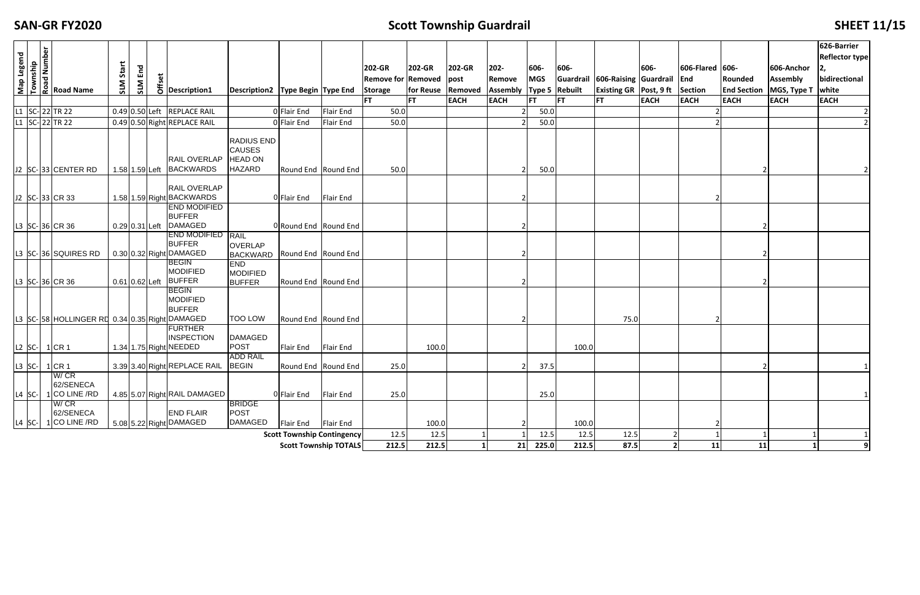# SAN-GR FY2020

## Scott Township Guardrail

| Map Legend | Township | Road Number | Road Name | SLM Start | SLM End | Offset | Description1 | Description2 | Type Begin | Type End | 202-GR Remove for Storage | 202-GR Removed for Reuse | 202-GR post Removed | 202-Remove Assembly | 606-MGS Type 5 | 606-Guardrail Rebuilt | 606-Raising Existing GR | 606-Guardrail Post, 9 ft | 606-Flared End Section | 606-Rounded End Section | 606-Anchor Assembly MGS, Type T | 626-Barrier Reflector type 2, bidirectional white |
|---|---|---|---|---|---|---|---|---|---|---|---|---|---|---|---|---|---|---|---|---|---|---|
| | | | | | | | | | | | FT | FT | EACH | EACH | FT | FT | FT | EACH | EACH | EACH | EACH | EACH |
| L1 | SC- | 22 | TR 22 | 0.49 | 0.50 | Left | REPLACE RAIL | 0 | Flair End | Flair End | 50.0 | | | 2 | 50.0 | | | | 2 | | | 2 |
| L1 | SC- | 22 | TR 22 | 0.49 | 0.50 | Right | REPLACE RAIL | 0 | Flair End | Flair End | 50.0 | | | 2 | 50.0 | | | | 2 | | | 2 |
| J2 | SC- | 33 | CENTER RD | 1.58 | 1.59 | Left | RAIL OVERLAP BACKWARDS | RADIUS END CAUSES HEAD ON HAZARD | Round End | Round End | 50.0 | | | 2 | 50.0 | | | | | 2 | | 2 |
| J2 | SC- | 33 | CR 33 | 1.58 | 1.59 | Right | RAIL OVERLAP BACKWARDS | 0 | Flair End | Flair End | | | | 2 | | | | | 2 | | | |
| L3 | SC- | 36 | CR 36 | 0.29 | 0.31 | Left | END MODIFIED BUFFER DAMAGED | 0 | Round End | Round End | | | | 2 | | | | | | 2 | | |
| L3 | SC- | 36 | SQUIRES RD | 0.30 | 0.32 | Right | END MODIFIED BUFFER DAMAGED | RAIL OVERLAP BACKWARD | Round End | Round End | | | | 2 | | | | | | 2 | | |
| L3 | SC- | 36 | CR 36 | 0.61 | 0.62 | Left | BEGIN MODIFIED BUFFER | END MODIFIED BUFFER | Round End | Round End | | | | 2 | | | | | | 2 | | |
| L3 | SC- | 58 | HOLLINGER RD | 0.34 | 0.35 | Right | BEGIN MODIFIED BUFFER DAMAGED | TOO LOW | Round End | Round End | | | | 2 | | | 75.0 | | 2 | | | |
| L2 | SC- | 1 | CR 1 | 1.34 | 1.75 | Right | FURTHER INSPECTION NEEDED | DAMAGED POST | Flair End | Flair End | | 100.0 | | | | 100.0 | | | | | | |
| L3 | SC- | 1 | CR 1 | 3.39 | 3.40 | Right | REPLACE RAIL | ADD RAIL BEGIN | Round End | Round End | 25.0 | | | 2 | 37.5 | | | | | 2 | | 1 |
| L4 | SC- | 1 | W/ CR 62/SENECA CO LINE /RD | 4.85 | 5.07 | Right | RAIL DAMAGED | 0 | Flair End | Flair End | 25.0 | | | | 25.0 | | | | | | | 1 |
| L4 | SC- | 1 | W/ CR 62/SENECA CO LINE /RD | 5.08 | 5.22 | Right | END FLAIR DAMAGED | BRIDGE POST DAMAGED | Flair End | Flair End | | 100.0 | | 2 | | 100.0 | | | 2 | | | |
| | | | | | | | | | Scott Township Contingency | | 12.5 | 12.5 | 1 | 1 | 12.5 | 12.5 | 12.5 | 2 | 1 | 1 | 1 | 1 |
| | | | | | | | | | Scott Township TOTALS | | 212.5 | 212.5 | 1 | 21 | 225.0 | 212.5 | 87.5 | 2 | 11 | 11 | 1 | 9 |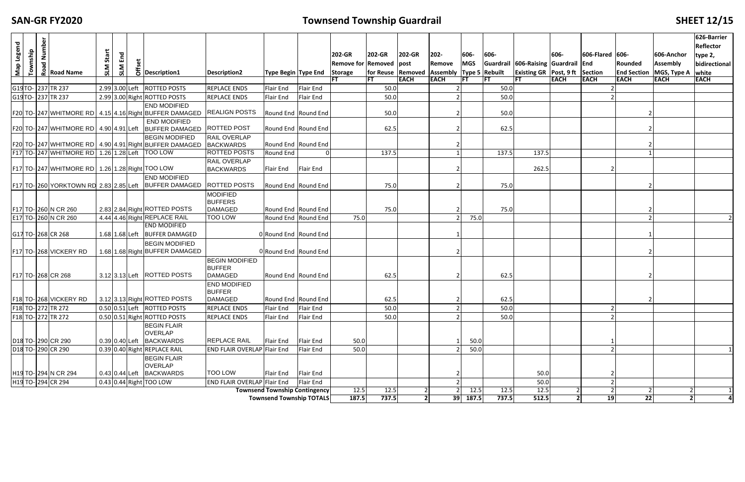# Townsend Township Guardrail

| Map Legend | Township | Road Number | Road Name | SLM Start | SLM End | Offset | Description1 | Description2 | Type Begin | Type End | 202-GR Remove for Storage FT | 202-GR Removed for Reuse FT | 202-GR post Removed EACH | 202-Remove Assembly EACH | 606-MGS Type 5 FT | 606-Guardrail Rebuilt FT | 606-Raising Existing GR FT | 606-Guardrail Post, 9 ft EACH | 606-Flared End Section EACH | 606-Rounded End Section EACH | 606-Anchor Assembly MGS, Type A EACH | 626-Barrier Reflector type 2, bidirectional white EACH |
|---|---|---|---|---|---|---|---|---|---|---|---|---|---|---|---|---|---|---|---|---|---|---|
| G19 | TO- | 237 | TR 237 | 2.99 | 3.00 | Left | ROTTED POSTS | REPLACE ENDS | Flair End | Flair End | | 50.0 | | 2 | | 50.0 | | | 2 | | | |
| G19 | TO- | 237 | TR 237 | 2.99 | 3.00 | Right | ROTTED POSTS | REPLACE ENDS | Flair End | Flair End | | 50.0 | | 2 | | 50.0 | | | 2 | | | |
| F20 | TO- | 247 | WHITMORE RD | 4.15 | 4.16 | Right | END MODIFIED BUFFER DAMAGED | REALIGN POSTS | Round End | Round End | | 50.0 | | 2 | | 50.0 | | | | 2 | | |
| F20 | TO- | 247 | WHITMORE RD | 4.90 | 4.91 | Left | END MODIFIED BUFFER DAMAGED | ROTTED POST | Round End | Round End | | 62.5 | | 2 | | 62.5 | | | | 2 | | |
| F20 | TO- | 247 | WHITMORE RD | 4.90 | 4.91 | Right | BEGIN MODIFIED BUFFER DAMAGED | RAIL OVERLAP BACKWARDS | Round End | Round End | | | | 2 | | | | | | 2 | | |
| F17 | TO- | 247 | WHITMORE RD | 1.26 | 1.28 | Left | TOO LOW | ROTTED POSTS | Round End | 0 | | 137.5 | | 1 | | 137.5 | 137.5 | | | 1 | | |
| F17 | TO- | 247 | WHITMORE RD | 1.26 | 1.28 | Right | TOO LOW | RAIL OVERLAP BACKWARDS | Flair End | Flair End | | | | 2 | | | 262.5 | | 2 | | | |
| F17 | TO- | 260 | YORKTOWN RD | 2.83 | 2.85 | Left | END MODIFIED BUFFER DAMAGED | ROTTED POSTS | Round End | Round End | | 75.0 | | 2 | | 75.0 | | | | 2 | | |
| F17 | TO- | 260 | N CR 260 | 2.83 | 2.84 | Right | ROTTED POSTS | MODIFIED BUFFERS DAMAGED | Round End | Round End | | 75.0 | | 2 | | 75.0 | | | | 2 | | |
| E17 | TO- | 260 | N CR 260 | 4.44 | 4.46 | Right | REPLACE RAIL | TOO LOW | Round End | Round End | 75.0 | | | 2 | 75.0 | | | | | 2 | | 2 |
| G17 | TO- | 268 | CR 268 | 1.68 | 1.68 | Left | END MODIFIED BUFFER DAMAGED | 0 | Round End | Round End | | | | 1 | | | | | | 1 | | |
| F17 | TO- | 268 | VICKERY RD | 1.68 | 1.68 | Right | BEGIN MODIFIED BUFFER DAMAGED | 0 | Round End | Round End | | | | 2 | | | | | | 2 | | |
| F17 | TO- | 268 | CR 268 | 3.12 | 3.13 | Left | ROTTED POSTS | BEGIN MODIFIED BUFFER DAMAGED | Round End | Round End | | 62.5 | | 2 | | 62.5 | | | | 2 | | |
| F18 | TO- | 268 | VICKERY RD | 3.12 | 3.13 | Right | ROTTED POSTS | END MODIFIED BUFFER DAMAGED | Round End | Round End | | 62.5 | | 2 | | 62.5 | | | | 2 | | |
| F18 | TO- | 272 | TR 272 | 0.50 | 0.51 | Left | ROTTED POSTS | REPLACE ENDS | Flair End | Flair End | | 50.0 | | 2 | | 50.0 | | | 2 | | | |
| F18 | TO- | 272 | TR 272 | 0.50 | 0.51 | Right | ROTTED POSTS | REPLACE ENDS | Flair End | Flair End | | 50.0 | | 2 | | 50.0 | | | 2 | | | |
| D18 | TO- | 290 | CR 290 | 0.39 | 0.40 | Left | BEGIN FLAIR OVERLAP BACKWARDS | REPLACE RAIL | Flair End | Flair End | 50.0 | | | 1 | 50.0 | | | | 1 | | | |
| D18 | TO- | 290 | CR 290 | 0.39 | 0.40 | Right | REPLACE RAIL | END FLAIR OVERLAP | Flair End | Flair End | 50.0 | | | 2 | 50.0 | | | | 2 | | | 1 |
| H19 | TO- | 294 | N CR 294 | 0.43 | 0.44 | Left | BEGIN FLAIR OVERLAP BACKWARDS | TOO LOW | Flair End | Flair End | | | | 2 | | | 50.0 | | 2 | | | |
| H19 | TO- | 294 | CR 294 | 0.43 | 0.44 | Right | TOO LOW | END FLAIR OVERLAP | Flair End | Flair End | | | | 2 | | | 50.0 | | 2 | | | |
| | | | | | | | | | Townsend Township Contingency | | 12.5 | 12.5 | 2 | 2 | 12.5 | 12.5 | 12.5 | 2 | 2 | 2 | 2 | 1 |
| | | | | | | | | | Townsend Township TOTALS | | 187.5 | 737.5 | 2 | 39 | 187.5 | 737.5 | 512.5 | 2 | 19 | 22 | 2 | 4 |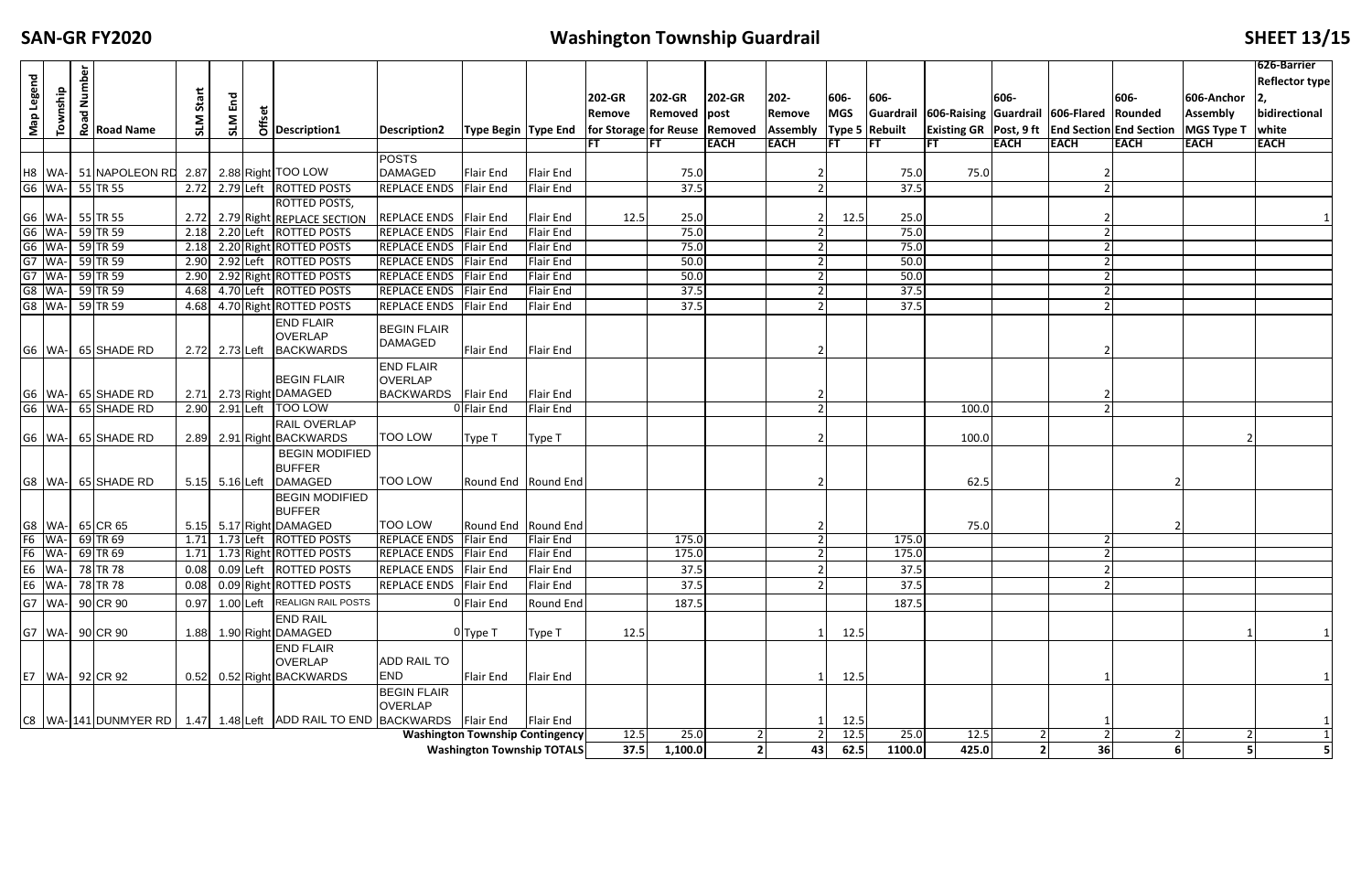# SAN-GR FY2020

## Washington Township Guardrail

| Map Legend | Township | Road Number | Road Name | SLM Start | SLM End | Offset | Description1 | Description2 | Type Begin | Type End | 202-GR Remove for Storage | 202-GR Removed for Reuse | 202-GR post Removed | 202-Remove Assembly | 606-MGS Type 5 | 606-Guardrail Rebuilt | 606-Raising Existing GR | 606-Guardrail Post, 9 ft | 606-Flared End Section | 606-Rounded End Section | 606-Anchor Assembly MGS Type T | 626-Barrier Reflector type 2, bidirectional white |
|---|---|---|---|---|---|---|---|---|---|---|---|---|---|---|---|---|---|---|---|---|---|---|
| | | | | | | | | | | | FT | FT | EACH | EACH | FT | FT | FT | EACH | EACH | EACH | EACH | EACH |
| H8 | WA- | 51 | NAPOLEON RD | 2.87 | 2.88 | Right | TOO LOW | POSTS DAMAGED | Flair End | Flair End | | 75.0 | | 2 | | 75.0 | 75.0 | | 2 | | | |
| G6 | WA- | 55 | TR 55 | 2.72 | 2.79 | Left | ROTTED POSTS | REPLACE ENDS | Flair End | Flair End | | 37.5 | | 2 | | 37.5 | | | 2 | | | |
| G6 | WA- | 55 | TR 55 | 2.72 | 2.79 | Right | ROTTED POSTS, REPLACE SECTION | REPLACE ENDS | Flair End | Flair End | 12.5 | 25.0 | | 2 | 12.5 | 25.0 | | | 2 | | | 1 |
| G6 | WA- | 59 | TR 59 | 2.18 | 2.20 | Left | ROTTED POSTS | REPLACE ENDS | Flair End | Flair End | | 75.0 | | 2 | | 75.0 | | | 2 | | | |
| G6 | WA- | 59 | TR 59 | 2.18 | 2.20 | Right | ROTTED POSTS | REPLACE ENDS | Flair End | Flair End | | 75.0 | | 2 | | 75.0 | | | 2 | | | |
| G7 | WA- | 59 | TR 59 | 2.90 | 2.92 | Left | ROTTED POSTS | REPLACE ENDS | Flair End | Flair End | | 50.0 | | 2 | | 50.0 | | | 2 | | | |
| G7 | WA- | 59 | TR 59 | 2.90 | 2.92 | Right | ROTTED POSTS | REPLACE ENDS | Flair End | Flair End | | 50.0 | | 2 | | 50.0 | | | 2 | | | |
| G8 | WA- | 59 | TR 59 | 4.68 | 4.70 | Left | ROTTED POSTS | REPLACE ENDS | Flair End | Flair End | | 37.5 | | 2 | | 37.5 | | | 2 | | | |
| G8 | WA- | 59 | TR 59 | 4.68 | 4.70 | Right | ROTTED POSTS | REPLACE ENDS | Flair End | Flair End | | 37.5 | | 2 | | 37.5 | | | 2 | | | |
| G6 | WA- | 65 | SHADE RD | 2.72 | 2.73 | Left | END FLAIR OVERLAP BACKWARDS | BEGIN FLAIR DAMAGED | Flair End | Flair End | | | | 2 | | | | | 2 | | | |
| G6 | WA- | 65 | SHADE RD | 2.71 | 2.73 | Right | BEGIN FLAIR DAMAGED | END FLAIR OVERLAP BACKWARDS | Flair End | Flair End | | | | 2 | | | | | 2 | | | |
| G6 | WA- | 65 | SHADE RD | 2.90 | 2.91 | Left | TOO LOW | 0 | Flair End | Flair End | | | | 2 | | | 100.0 | | 2 | | | |
| G6 | WA- | 65 | SHADE RD | 2.89 | 2.91 | Right | RAIL OVERLAP BACKWARDS | TOO LOW | Type T | Type T | | | | 2 | | | 100.0 | | | | 2 | |
| G8 | WA- | 65 | SHADE RD | 5.15 | 5.16 | Left | BEGIN MODIFIED BUFFER DAMAGED | TOO LOW | Round End | Round End | | | | 2 | | | 62.5 | | | 2 | | |
| G8 | WA- | 65 | CR 65 | 5.15 | 5.17 | Right | BEGIN MODIFIED BUFFER DAMAGED | TOO LOW | Round End | Round End | | | | 2 | | | 75.0 | | | 2 | | |
| F6 | WA- | 69 | TR 69 | 1.71 | 1.73 | Left | ROTTED POSTS | REPLACE ENDS | Flair End | Flair End | | 175.0 | | 2 | | 175.0 | | | 2 | | | |
| F6 | WA- | 69 | TR 69 | 1.71 | 1.73 | Right | ROTTED POSTS | REPLACE ENDS | Flair End | Flair End | | 175.0 | | 2 | | 175.0 | | | 2 | | | |
| E6 | WA- | 78 | TR 78 | 0.08 | 0.09 | Left | ROTTED POSTS | REPLACE ENDS | Flair End | Flair End | | 37.5 | | 2 | | 37.5 | | | 2 | | | |
| E6 | WA- | 78 | TR 78 | 0.08 | 0.09 | Right | ROTTED POSTS | REPLACE ENDS | Flair End | Flair End | | 37.5 | | 2 | | 37.5 | | | 2 | | | |
| G7 | WA- | 90 | CR 90 | 0.97 | 1.00 | Left | REALIGN RAIL POSTS | 0 | Flair End | Round End | | 187.5 | | | | 187.5 | | | | | | |
| G7 | WA- | 90 | CR 90 | 1.88 | 1.90 | Right | END RAIL DAMAGED | 0 | Type T | Type T | 12.5 | | | 1 | 12.5 | | | | | | 1 | 1 |
| E7 | WA- | 92 | CR 92 | 0.52 | 0.52 | Right | END FLAIR OVERLAP BACKWARDS | ADD RAIL TO END | Flair End | Flair End | | | | 1 | 12.5 | | | | 1 | | | 1 |
| C8 | WA- | 141 | DUNMYER RD | 1.47 | 1.48 | Left | ADD RAIL TO END | BEGIN FLAIR OVERLAP BACKWARDS | Flair End | Flair End | | | | 1 | 12.5 | | | | 1 | | | 1 |
| | | | | | | | | | Washington Township Contingency | | 12.5 | 25.0 | 2 | 2 | 12.5 | 25.0 | 12.5 | 2 | 2 | 2 | 2 | 1 |
| | | | | | | | | | Washington Township TOTALS | | 37.5 | 1,100.0 | 2 | 43 | 62.5 | 1100.0 | 425.0 | 2 | 36 | 6 | 5 | 5 |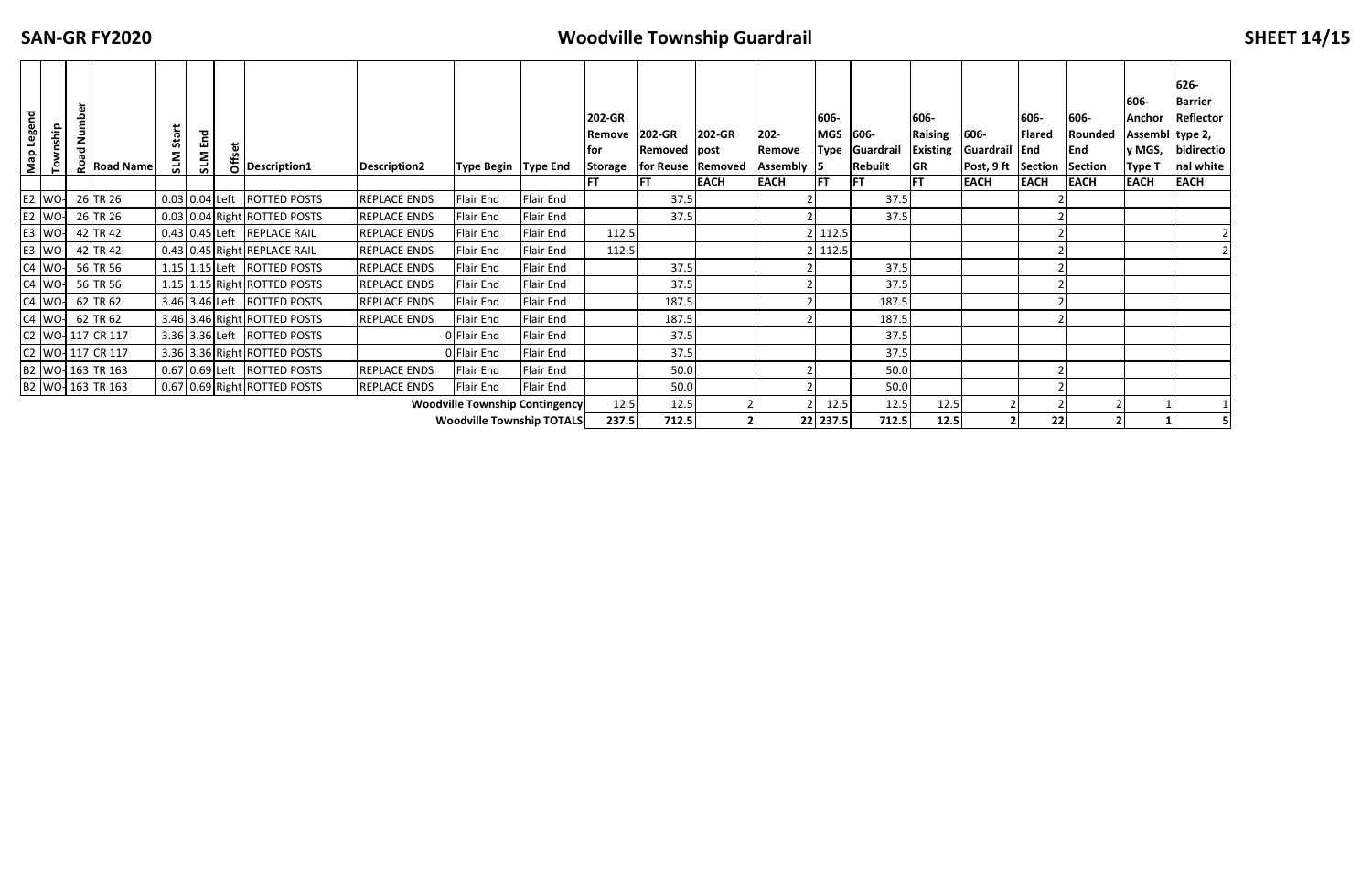# SAN-GR FY2020

## Woodville Township Guardrail

| Map Legend | Township | Road Number | Road Name | SLM Start | SLM End | Offset | Description1 | Description2 | Type Begin | Type End | 202-GR Remove for Storage | 202-GR Removed for Reuse | 202-GR post Removed | 202-Remove Assembly | 606-MGS Type 5 | 606-Guardrail Rebuilt | 606-Raising Existing GR | 606-Guardrail Post, 9 ft | 606-Flared End Section | 606-Rounded End Section | 606-Anchor Assembly MGS, Type T | 626-Barrier Reflector type 2, bidirectional white |
|---|---|---|---|---|---|---|---|---|---|---|---|---|---|---|---|---|---|---|---|---|---|---|
| | | | | | | | | | | | FT | FT | EACH | EACH | FT | FT | FT | EACH | EACH | EACH | EACH | EACH |
| E2 | WO- | 26 | TR 26 | 0.03 | 0.04 | Left | ROTTED POSTS | REPLACE ENDS | Flair End | Flair End | | 37.5 | | 2 | | 37.5 | | | 2 | | | |
| E2 | WO- | 26 | TR 26 | 0.03 | 0.04 | Right | ROTTED POSTS | REPLACE ENDS | Flair End | Flair End | | 37.5 | | 2 | | 37.5 | | | 2 | | | |
| E3 | WO- | 42 | TR 42 | 0.43 | 0.45 | Left | REPLACE RAIL | REPLACE ENDS | Flair End | Flair End | 112.5 | | | 2 | 112.5 | | | | 2 | | | 2 |
| E3 | WO- | 42 | TR 42 | 0.43 | 0.45 | Right | REPLACE RAIL | REPLACE ENDS | Flair End | Flair End | 112.5 | | | 2 | 112.5 | | | | 2 | | | 2 |
| C4 | WO- | 56 | TR 56 | 1.15 | 1.15 | Left | ROTTED POSTS | REPLACE ENDS | Flair End | Flair End | | 37.5 | | 2 | | 37.5 | | | 2 | | | |
| C4 | WO- | 56 | TR 56 | 1.15 | 1.15 | Right | ROTTED POSTS | REPLACE ENDS | Flair End | Flair End | | 37.5 | | 2 | | 37.5 | | | 2 | | | |
| C4 | WO- | 62 | TR 62 | 3.46 | 3.46 | Left | ROTTED POSTS | REPLACE ENDS | Flair End | Flair End | | 187.5 | | 2 | | 187.5 | | | 2 | | | |
| C4 | WO- | 62 | TR 62 | 3.46 | 3.46 | Right | ROTTED POSTS | REPLACE ENDS | Flair End | Flair End | | 187.5 | | 2 | | 187.5 | | | 2 | | | |
| C2 | WO- | 117 | CR 117 | 3.36 | 3.36 | Left | ROTTED POSTS | 0 | Flair End | Flair End | | 37.5 | | | | 37.5 | | | | | | |
| C2 | WO- | 117 | CR 117 | 3.36 | 3.36 | Right | ROTTED POSTS | 0 | Flair End | Flair End | | 37.5 | | | | 37.5 | | | | | | |
| B2 | WO- | 163 | TR 163 | 0.67 | 0.69 | Left | ROTTED POSTS | REPLACE ENDS | Flair End | Flair End | | 50.0 | | 2 | | 50.0 | | | 2 | | | |
| B2 | WO- | 163 | TR 163 | 0.67 | 0.69 | Right | ROTTED POSTS | REPLACE ENDS | Flair End | Flair End | | 50.0 | | 2 | | 50.0 | | | 2 | | | |
| | | | | | | | | **Woodville Township Contingency** | | | 12.5 | 12.5 | 2 | 2 | 12.5 | 12.5 | 12.5 | 2 | 2 | 2 | 1 | 1 |
| | | | | | | | | **Woodville Township TOTALS** | | | **237.5** | **712.5** | **2** | **22** | **237.5** | **712.5** | **12.5** | **2** | **22** | **2** | **1** | **5** |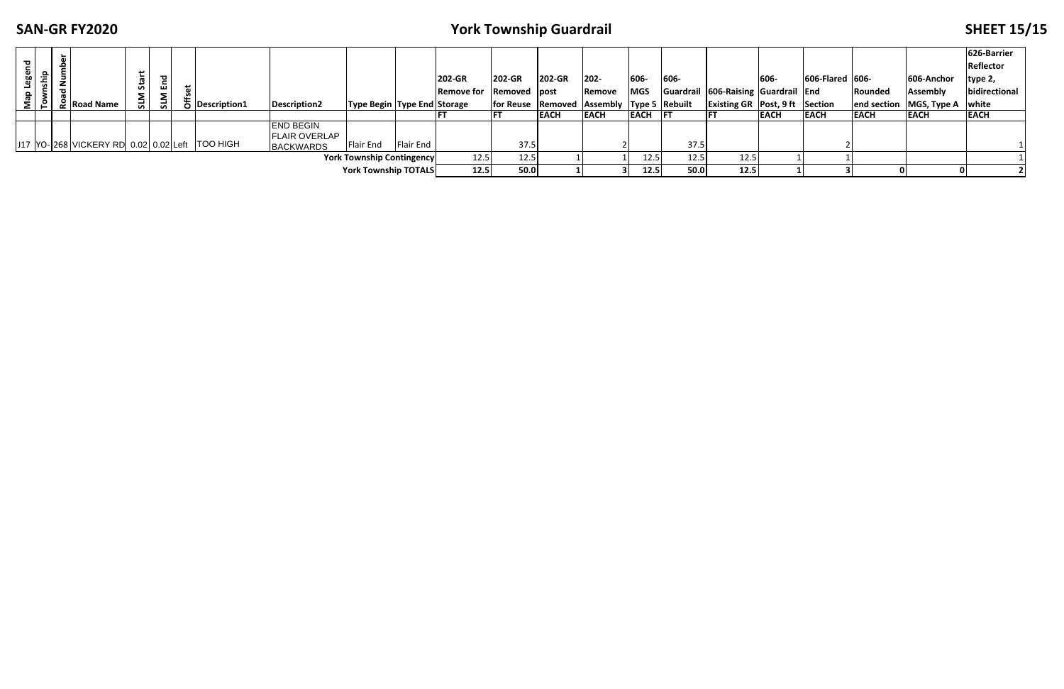# SAN-GR FY2020

## York Township Guardrail

| Map Legend | Township | Road Number | Road Name | SLM Start | SLM End | Offset | Description1 | Description2 | Type Begin | Type End | 202-GR Remove for Storage | 202-GR Removed for Reuse | 202-GR post Removed | 202-Remove Assembly | 606-MGS Type 5 | 606-Guardrail Rebuilt | 606-Raising Existing GR | 606-Guardrail Post, 9 ft | 606-Flared End Section | 606-Rounded end section | 606-Anchor Assembly MGS, Type A | 626-Barrier Reflector type 2, bidirectional white |
|---|---|---|---|---|---|---|---|---|---|---|---|---|---|---|---|---|---|---|---|---|---|---|
| | | | | | | | | | | | FT | FT | EACH | EACH | EACH | FT | FT | EACH | EACH | EACH | EACH | EACH |
| J17 | YO- | 268 | VICKERY RD | 0.02 | 0.02 | Left | TOO HIGH | END BEGIN FLAIR OVERLAP BACKWARDS | Flair End | Flair End | | 37.5 | | 2 | | 37.5 | | | 2 | | | 1 |
| | | | | | | | | | York Township Contingency | | 12.5 | 12.5 | 1 | 1 | 12.5 | 12.5 | 12.5 | 1 | 1 | | | 1 |
| | | | | | | | | | York Township TOTALS | | **12.5** | **50.0** | **1** | **3** | **12.5** | **50.0** | **12.5** | **1** | **3** | **0** | **0** | **2** |